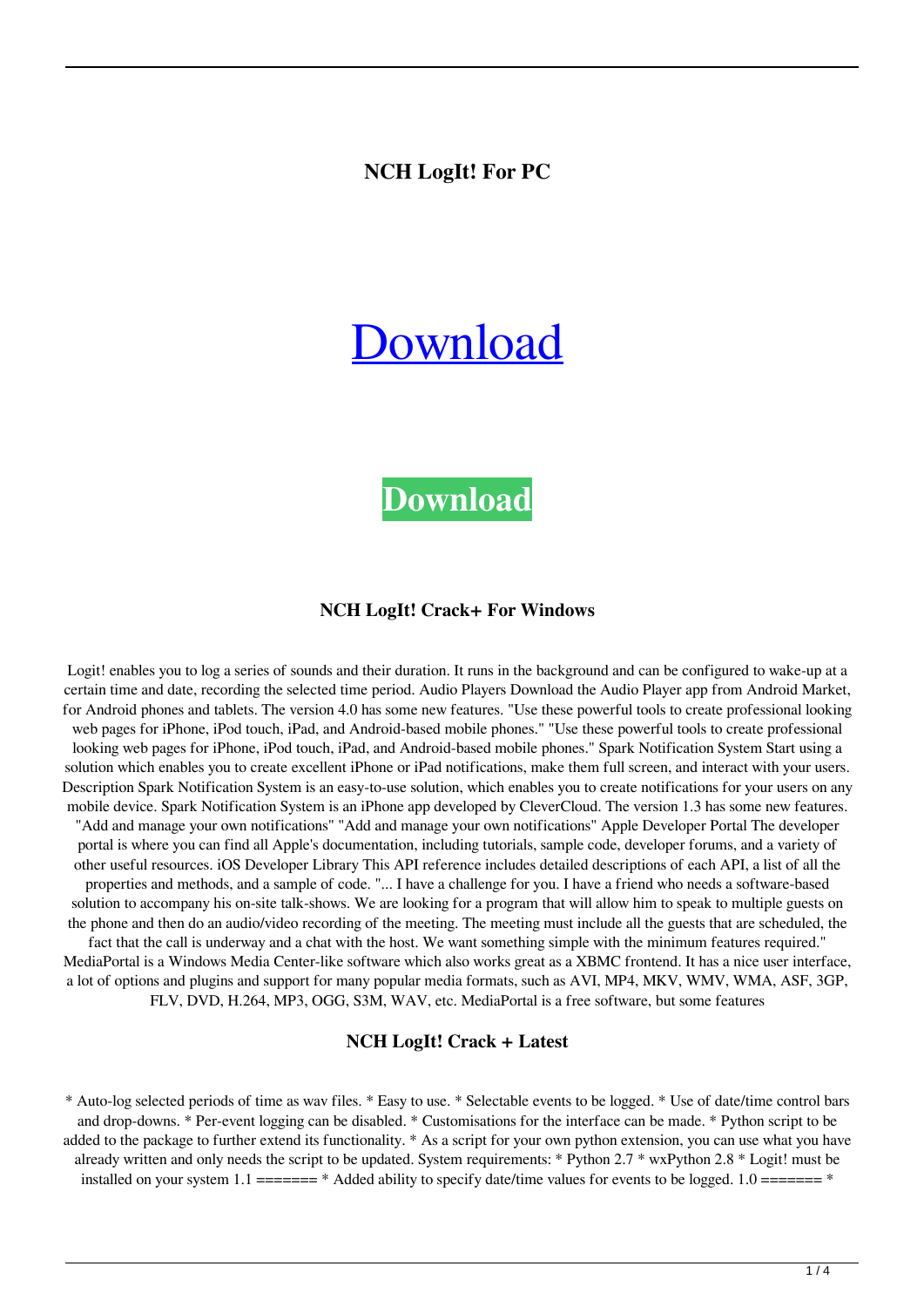# NCH LogIt! For PC

Download

**Download**

### NCH LogIt! Crack+ For Windows

Logit! enables you to log a series of sounds and their duration. It runs in the background and can be configured to wake-up at a certain time and date, recording the selected time period. Audio Players Download the Audio Player app from Android Market, for Android phones and tablets. The version 4.0 has some new features. "Use these powerful tools to create professional looking web pages for iPhone, iPod touch, iPad, and Android-based mobile phones." "Use these powerful tools to create professional looking web pages for iPhone, iPod touch, iPad, and Android-based mobile phones." Spark Notification System Start using a solution which enables you to create excellent iPhone or iPad notifications, make them full screen, and interact with your users. Description Spark Notification System is an easy-to-use solution, which enables you to create notifications for your users on any mobile device. Spark Notification System is an iPhone app developed by CleverCloud. The version 1.3 has some new features. "Add and manage your own notifications" "Add and manage your own notifications" Apple Developer Portal The developer portal is where you can find all Apple's documentation, including tutorials, sample code, developer forums, and a variety of other useful resources. iOS Developer Library This API reference includes detailed descriptions of each API, a list of all the properties and methods, and a sample of code. "... I have a challenge for you. I have a friend who needs a software-based solution to accompany his on-site talk-shows. We are looking for a program that will allow him to speak to multiple guests on the phone and then do an audio/video recording of the meeting. The meeting must include all the guests that are scheduled, the fact that the call is underway and a chat with the host. We want something simple with the minimum features required." MediaPortal is a Windows Media Center-like software which also works great as a XBMC frontend. It has a nice user interface, a lot of options and plugins and support for many popular media formats, such as AVI, MP4, MKV, WMV, WMA, ASF, 3GP, FLV, DVD, H.264, MP3, OGG, S3M, WAV, etc. MediaPortal is a free software, but some features

### NCH LogIt! Crack + Latest

* Auto-log selected periods of time as wav files. * Easy to use. * Selectable events to be logged. * Use of date/time control bars and drop-downs. * Per-event logging can be disabled. * Customisations for the interface can be made. * Python script to be added to the package to further extend its functionality. * As a script for your own python extension, you can use what you have already written and only needs the script to be updated. System requirements: * Python 2.7 * wxPython 2.8 * Logit! must be installed on your system 1.1 ======= * Added ability to specify date/time values for events to be logged. 1.0 ======= *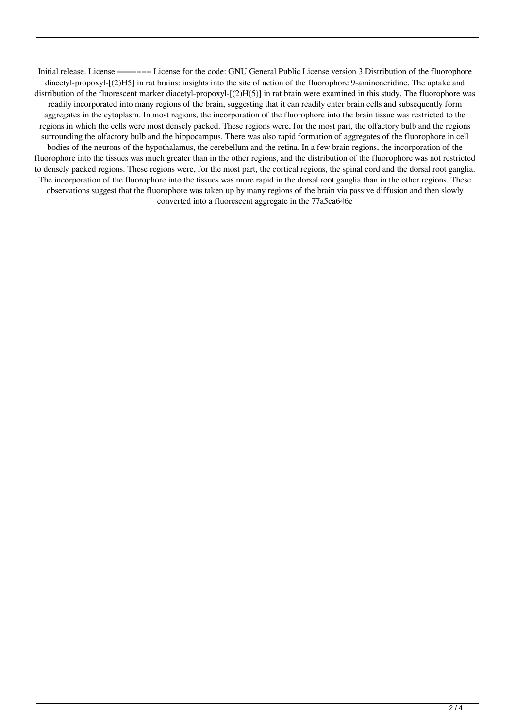Initial release. License ======= License for the code: GNU General Public License version 3 Distribution of the fluorophore diacetyl-propoxyl-[(2)H5] in rat brains: insights into the site of action of the fluorophore 9-aminoacridine. The uptake and distribution of the fluorescent marker diacetyl-propoxyl-[(2)H(5)] in rat brain were examined in this study. The fluorophore was readily incorporated into many regions of the brain, suggesting that it can readily enter brain cells and subsequently form aggregates in the cytoplasm. In most regions, the incorporation of the fluorophore into the brain tissue was restricted to the regions in which the cells were most densely packed. These regions were, for the most part, the olfactory bulb and the regions surrounding the olfactory bulb and the hippocampus. There was also rapid formation of aggregates of the fluorophore in cell bodies of the neurons of the hypothalamus, the cerebellum and the retina. In a few brain regions, the incorporation of the fluorophore into the tissues was much greater than in the other regions, and the distribution of the fluorophore was not restricted to densely packed regions. These regions were, for the most part, the cortical regions, the spinal cord and the dorsal root ganglia. The incorporation of the fluorophore into the tissues was more rapid in the dorsal root ganglia than in the other regions. These observations suggest that the fluorophore was taken up by many regions of the brain via passive diffusion and then slowly converted into a fluorescent aggregate in the 77a5ca646e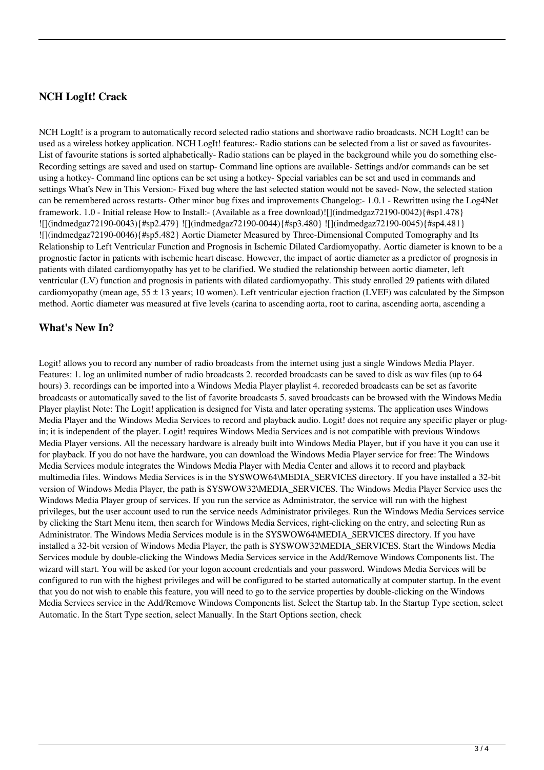## NCH LogIt! Crack

NCH LogIt! is a program to automatically record selected radio stations and shortwave radio broadcasts. NCH LogIt! can be used as a wireless hotkey application. NCH LogIt! features:- Radio stations can be selected from a list or saved as favourites- List of favourite stations is sorted alphabetically- Radio stations can be played in the background while you do something else- Recording settings are saved and used on startup- Command line options are available- Settings and/or commands can be set using a hotkey- Command line options can be set using a hotkey- Special variables can be set and used in commands and settings What's New in This Version:- Fixed bug where the last selected station would not be saved- Now, the selected station can be remembered across restarts- Other minor bug fixes and improvements Changelog:- 1.0.1 - Rewritten using the Log4Net framework. 1.0 - Initial release How to Install:- (Available as a free download)![](indmedgaz72190-0042){#sp1.478} ![](indmedgaz72190-0043){#sp2.479} ![](indmedgaz72190-0044){#sp3.480} ![](indmedgaz72190-0045){#sp4.481} ![](indmedgaz72190-0046){#sp5.482} Aortic Diameter Measured by Three-Dimensional Computed Tomography and Its Relationship to Left Ventricular Function and Prognosis in Ischemic Dilated Cardiomyopathy. Aortic diameter is known to be a prognostic factor in patients with ischemic heart disease. However, the impact of aortic diameter as a predictor of prognosis in patients with dilated cardiomyopathy has yet to be clarified. We studied the relationship between aortic diameter, left ventricular (LV) function and prognosis in patients with dilated cardiomyopathy. This study enrolled 29 patients with dilated cardiomyopathy (mean age, $55 \pm 13$ years; 10 women). Left ventricular ejection fraction (LVEF) was calculated by the Simpson method. Aortic diameter was measured at five levels (carina to ascending aorta, root to carina, ascending aorta, ascending a

## What's New In?

Logit! allows you to record any number of radio broadcasts from the internet using just a single Windows Media Player. Features: 1. log an unlimited number of radio broadcasts 2. recorded broadcasts can be saved to disk as wav files (up to 64 hours) 3. recordings can be imported into a Windows Media Player playlist 4. recoreded broadcasts can be set as favorite broadcasts or automatically saved to the list of favorite broadcasts 5. saved broadcasts can be browsed with the Windows Media Player playlist Note: The Logit! application is designed for Vista and later operating systems. The application uses Windows Media Player and the Windows Media Services to record and playback audio. Logit! does not require any specific player or plug-in; it is independent of the player. Logit! requires Windows Media Services and is not compatible with previous Windows Media Player versions. All the necessary hardware is already built into Windows Media Player, but if you have it you can use it for playback. If you do not have the hardware, you can download the Windows Media Player service for free: The Windows Media Services module integrates the Windows Media Player with Media Center and allows it to record and playback multimedia files. Windows Media Services is in the SYSWOW64\MEDIA_SERVICES directory. If you have installed a 32-bit version of Windows Media Player, the path is SYSWOW32\MEDIA_SERVICES. The Windows Media Player Service uses the Windows Media Player group of services. If you run the service as Administrator, the service will run with the highest privileges, but the user account used to run the service needs Administrator privileges. Run the Windows Media Services service by clicking the Start Menu item, then search for Windows Media Services, right-clicking on the entry, and selecting Run as Administrator. The Windows Media Services module is in the SYSWOW64\MEDIA_SERVICES directory. If you have installed a 32-bit version of Windows Media Player, the path is SYSWOW32\MEDIA_SERVICES. Start the Windows Media Services module by double-clicking the Windows Media Services service in the Add/Remove Windows Components list. The wizard will start. You will be asked for your logon account credentials and your password. Windows Media Services will be configured to run with the highest privileges and will be configured to be started automatically at computer startup. In the event that you do not wish to enable this feature, you will need to go to the service properties by double-clicking on the Windows Media Services service in the Add/Remove Windows Components list. Select the Startup tab. In the Startup Type section, select Automatic. In the Start Type section, select Manually. In the Start Options section, check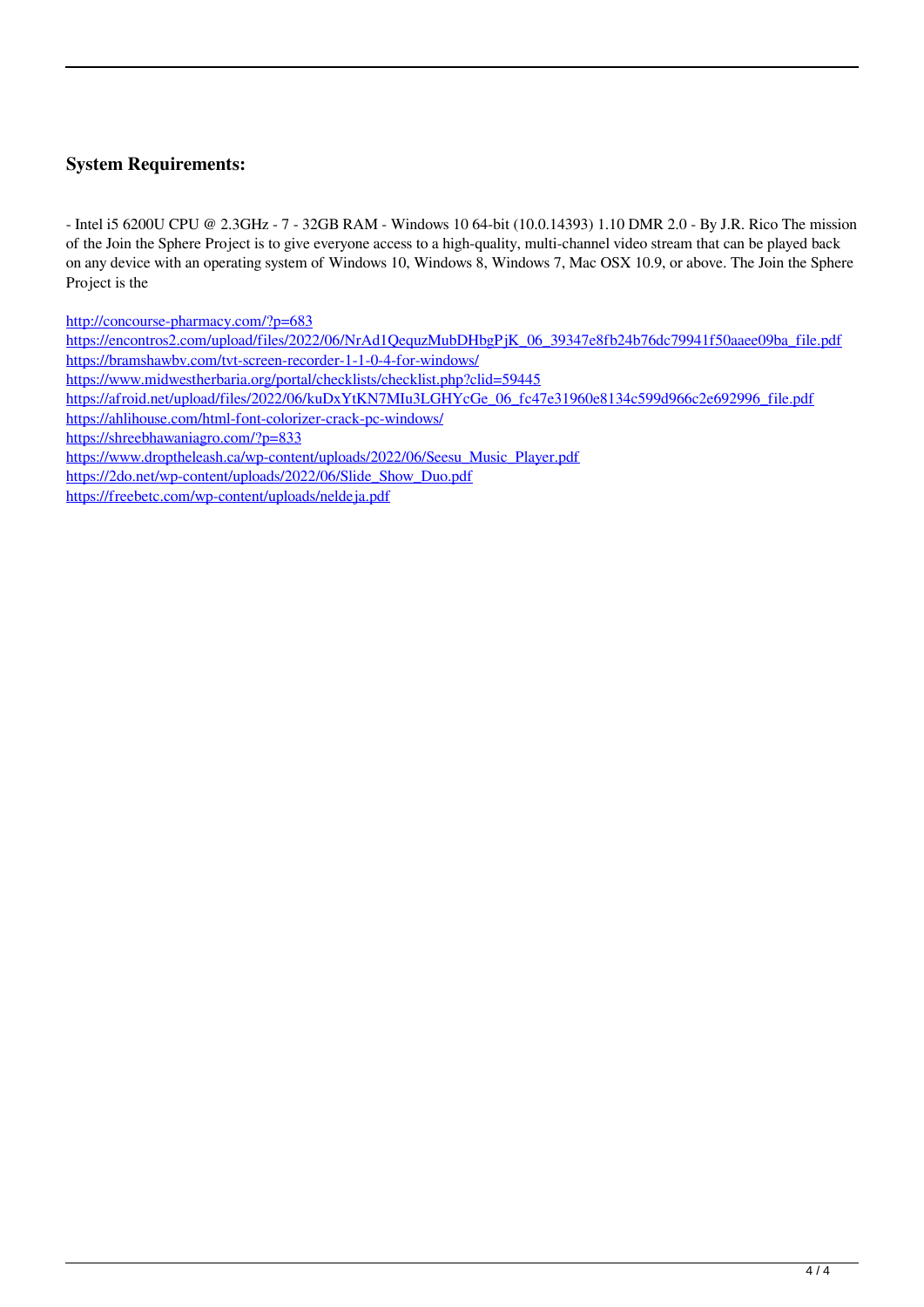## System Requirements:

- Intel i5 6200U CPU @ 2.3GHz - 7 - 32GB RAM - Windows 10 64-bit (10.0.14393) 1.10 DMR 2.0 - By J.R. Rico The mission of the Join the Sphere Project is to give everyone access to a high-quality, multi-channel video stream that can be played back on any device with an operating system of Windows 10, Windows 8, Windows 7, Mac OSX 10.9, or above. The Join the Sphere Project is the

http://concourse-pharmacy.com/?p=683
https://encontros2.com/upload/files/2022/06/NrAd1QequzMubDHbgPjK_06_39347e8fb24b76dc79941f50aaee09ba_file.pdf
https://bramshawbv.com/tvt-screen-recorder-1-1-0-4-for-windows/
https://www.midwestherbaria.org/portal/checklists/checklist.php?clid=59445
https://afroid.net/upload/files/2022/06/kuDxYtKN7MIu3LGHYcGe_06_fc47e31960e8134c599d966c2e692996_file.pdf
https://ahlihouse.com/html-font-colorizer-crack-pc-windows/
https://shreebhawaniagro.com/?p=833
https://www.droptheleash.ca/wp-content/uploads/2022/06/Seesu_Music_Player.pdf
https://2do.net/wp-content/uploads/2022/06/Slide_Show_Duo.pdf
https://freebetc.com/wp-content/uploads/neldeja.pdf